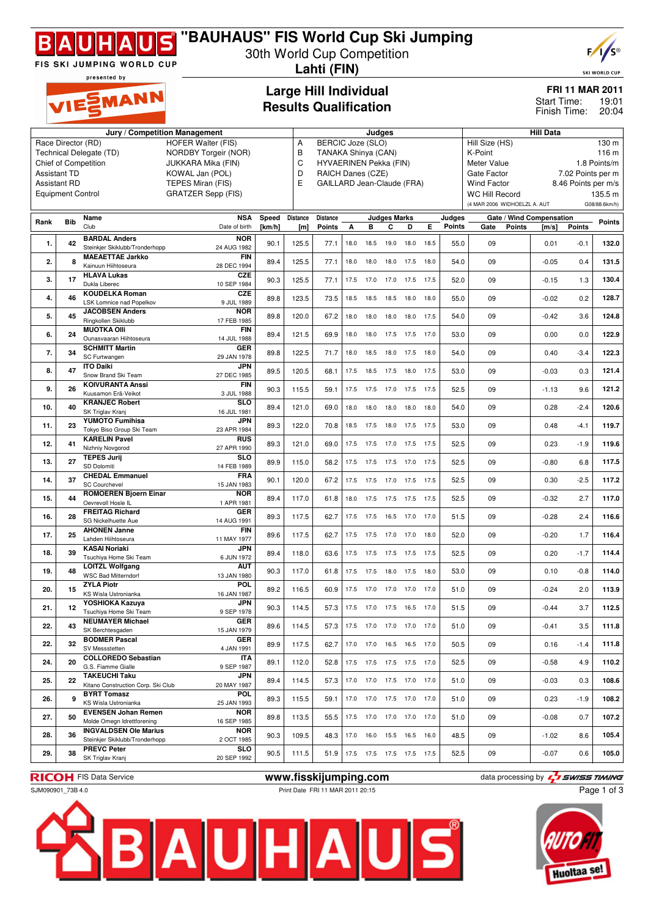# "BAUHAUS" FIS World Cup Ski Jumping

30th World Cup Competition

**Lahti (FIN)**

## Large Hill Individual
## Results Qualification

**FRI 11 MAR 2011**
Start Time: 19:01
Finish Time: 20:04

| Jury / Competition Management | | Judges | | Hill Data | |
|---|---|---|---|---|---|
| Race Director (RD) | HOFER Walter (FIS) | A | BERCIC Joze (SLO) | Hill Size (HS) | 130 m |
| Technical Delegate (TD) | NORDBY Torgeir (NOR) | B | TANAKA Shinya (CAN) | K-Point | 116 m |
| Chief of Competition | JUKKARA Mika (FIN) | C | HYVAERINEN Pekka (FIN) | Meter Value | 1.8 Points/m |
| Assistant TD | KOWAL Jan (POL) | D | RAICH Danes (CZE) | Gate Factor | 7.02 Points per m |
| Assistant RD | TEPES Miran (FIS) | E | GAILLARD Jean-Claude (FRA) | Wind Factor | 8.46 Points per m/s |
| Equipment Control | GRATZER Sepp (FIS) | | | WC Hill Record | 135.5 m |
| | | | | (4 MAR 2006 WIDHOELZL A. AUT | G08/88.6km/h) |

| Rank | Bib | Name / Club | NSA / Date of birth | Speed [km/h] | Distance [m] | Distance Points | A | B | C | D | E | Judges Points | Gate | Gate Points | Wind [m/s] | Wind Points | Points |
|---|---|---|---|---|---|---|---|---|---|---|---|---|---|---|---|---|---|
| 1. | 42 | BARDAL Anders / Steinkjer Skiklubb/Tronderhopp | NOR / 24 AUG 1982 | 90.1 | 125.5 | 77.1 | 18.0 | 18.5 | 19.0 | 18.0 | 18.5 | 55.0 | 09 | | 0.01 | -0.1 | 132.0 |
| 2. | 8 | MAEAETTAE Jarkko / Kainuun Hiihtoseura | FIN / 28 DEC 1994 | 89.4 | 125.5 | 77.1 | 18.0 | 18.0 | 18.0 | 17.5 | 18.0 | 54.0 | 09 | | -0.05 | 0.4 | 131.5 |
| 3. | 17 | HLAVA Lukas / Dukla Liberec | CZE / 10 SEP 1984 | 90.3 | 125.5 | 77.1 | 17.5 | 17.0 | 17.0 | 17.5 | 17.5 | 52.0 | 09 | | -0.15 | 1.3 | 130.4 |
| 4. | 46 | KOUDELKA Roman / LSK Lomnice nad Popelkov | CZE / 9 JUL 1989 | 89.8 | 123.5 | 73.5 | 18.5 | 18.5 | 18.5 | 18.0 | 18.0 | 55.0 | 09 | | -0.02 | 0.2 | 128.7 |
| 5. | 45 | JACOBSEN Anders / Ringkollen Skiklubb | NOR / 17 FEB 1985 | 89.8 | 120.0 | 67.2 | 18.0 | 18.0 | 18.0 | 18.0 | 17.5 | 54.0 | 09 | | -0.42 | 3.6 | 124.8 |
| 6. | 24 | MUOTKA Olli / Ounasvaaran Hiihtoseura | FIN / 14 JUL 1988 | 89.4 | 121.5 | 69.9 | 18.0 | 18.0 | 17.5 | 17.5 | 17.0 | 53.0 | 09 | | 0.00 | 0.0 | 122.9 |
| 7. | 34 | SCHMITT Martin / SC Furtwangen | GER / 29 JAN 1978 | 89.8 | 122.5 | 71.7 | 18.0 | 18.5 | 18.0 | 17.5 | 18.0 | 54.0 | 09 | | 0.40 | -3.4 | 122.3 |
| 8. | 47 | ITO Daiki / Snow Brand Ski Team | JPN / 27 DEC 1985 | 89.5 | 120.5 | 68.1 | 17.5 | 18.5 | 17.5 | 18.0 | 17.5 | 53.0 | 09 | | -0.03 | 0.3 | 121.4 |
| 9. | 26 | KOIVURANTA Anssi / Kuusamon Erä-Veikot | FIN / 3 JUL 1988 | 90.3 | 115.5 | 59.1 | 17.5 | 17.5 | 17.0 | 17.5 | 17.5 | 52.5 | 09 | | -1.13 | 9.6 | 121.2 |
| 10. | 40 | KRANJEC Robert / SK Triglav Kranj | SLO / 16 JUL 1981 | 89.4 | 121.0 | 69.0 | 18.0 | 18.0 | 18.0 | 18.0 | 18.0 | 54.0 | 09 | | 0.28 | -2.4 | 120.6 |
| 11. | 23 | YUMOTO Fumihisa / Tokyo Biso Group Ski Team | JPN / 23 APR 1984 | 89.3 | 122.0 | 70.8 | 18.5 | 17.5 | 18.0 | 17.5 | 17.5 | 53.0 | 09 | | 0.48 | -4.1 | 119.7 |
| 12. | 41 | KARELIN Pavel / Nizhniy Novgorod | RUS / 27 APR 1990 | 89.3 | 121.0 | 69.0 | 17.5 | 17.5 | 17.0 | 17.5 | 17.5 | 52.5 | 09 | | 0.23 | -1.9 | 119.6 |
| 13. | 27 | TEPES Jurij / SD Dolomiti | SLO / 14 FEB 1989 | 89.9 | 115.0 | 58.2 | 17.5 | 17.5 | 17.5 | 17.0 | 17.5 | 52.5 | 09 | | -0.80 | 6.8 | 117.5 |
| 14. | 37 | CHEDAL Emmanuel / SC Courchevel | FRA / 15 JAN 1983 | 90.1 | 120.0 | 67.2 | 17.5 | 17.5 | 17.0 | 17.5 | 17.5 | 52.5 | 09 | | 0.30 | -2.5 | 117.2 |
| 15. | 44 | ROMOEREN Bjoern Einar / Oevrevoll Hosle IL | NOR / 1 APR 1981 | 89.4 | 117.0 | 61.8 | 18.0 | 17.5 | 17.5 | 17.5 | 17.5 | 52.5 | 09 | | -0.32 | 2.7 | 117.0 |
| 16. | 28 | FREITAG Richard / SG Nickelhuette Aue | GER / 14 AUG 1991 | 89.3 | 117.5 | 62.7 | 17.5 | 17.5 | 16.5 | 17.0 | 17.0 | 51.5 | 09 | | -0.28 | 2.4 | 116.6 |
| 17. | 25 | AHONEN Janne / Lahden Hiihtoseura | FIN / 11 MAY 1977 | 89.6 | 117.5 | 62.7 | 17.5 | 17.5 | 17.0 | 17.0 | 18.0 | 52.0 | 09 | | -0.20 | 1.7 | 116.4 |
| 18. | 39 | KASAI Noriaki / Tsuchiya Home Ski Team | JPN / 6 JUN 1972 | 89.4 | 118.0 | 63.6 | 17.5 | 17.5 | 17.5 | 17.5 | 17.5 | 52.5 | 09 | | 0.20 | -1.7 | 114.4 |
| 19. | 48 | LOITZL Wolfgang / WSC Bad Mitterndorf | AUT / 13 JAN 1980 | 90.3 | 117.0 | 61.8 | 17.5 | 17.5 | 18.0 | 17.5 | 18.0 | 53.0 | 09 | | 0.10 | -0.8 | 114.0 |
| 20. | 15 | ZYLA Piotr / KS Wisla Ustronianka | POL / 16 JAN 1987 | 89.2 | 116.5 | 60.9 | 17.5 | 17.0 | 17.0 | 17.0 | 17.0 | 51.0 | 09 | | -0.24 | 2.0 | 113.9 |
| 21. | 12 | YOSHIOKA Kazuya / Tsuchiya Home Ski Team | JPN / 9 SEP 1978 | 90.3 | 114.5 | 57.3 | 17.5 | 17.0 | 17.5 | 16.5 | 17.0 | 51.5 | 09 | | -0.44 | 3.7 | 112.5 |
| 22. | 43 | NEUMAYER Michael / SK Berchtesgaden | GER / 15 JAN 1979 | 89.6 | 114.5 | 57.3 | 17.5 | 17.0 | 17.0 | 17.0 | 17.0 | 51.0 | 09 | | -0.41 | 3.5 | 111.8 |
| 22. | 32 | BODMER Pascal / SV Messstetten | GER / 4 JAN 1991 | 89.9 | 117.5 | 62.7 | 17.0 | 17.0 | 16.5 | 16.5 | 17.0 | 50.5 | 09 | | 0.16 | -1.4 | 111.8 |
| 24. | 20 | COLLOREDO Sebastian / G.S. Fiamme Gialle | ITA / 9 SEP 1987 | 89.1 | 112.0 | 52.8 | 17.5 | 17.5 | 17.5 | 17.5 | 17.0 | 52.5 | 09 | | -0.58 | 4.9 | 110.2 |
| 25. | 22 | TAKEUCHI Taku / Kitano Construction Corp. Ski Club | JPN / 20 MAY 1987 | 89.4 | 114.5 | 57.3 | 17.0 | 17.0 | 17.5 | 17.0 | 17.0 | 51.0 | 09 | | -0.03 | 0.3 | 108.6 |
| 26. | 9 | BYRT Tomasz / KS Wisla Ustronianka | POL / 25 JAN 1993 | 89.3 | 115.5 | 59.1 | 17.0 | 17.0 | 17.5 | 17.0 | 17.0 | 51.0 | 09 | | 0.23 | -1.9 | 108.2 |
| 27. | 50 | EVENSEN Johan Remen / Molde Omegn Idrettforening | NOR / 16 SEP 1985 | 89.8 | 113.5 | 55.5 | 17.5 | 17.0 | 17.0 | 17.0 | 17.0 | 51.0 | 09 | | -0.08 | 0.7 | 107.2 |
| 28. | 36 | INGVALDSEN Ole Marius / Steinkjer Skiklubb/Tronderhopp | NOR / 2 OCT 1985 | 90.3 | 109.5 | 48.3 | 17.0 | 16.0 | 15.5 | 16.5 | 16.0 | 48.5 | 09 | | -1.02 | 8.6 | 105.4 |
| 29. | 38 | PREVC Peter / SK Triglav Kranj | SLO / 20 SEP 1992 | 90.5 | 111.5 | 51.9 | 17.5 | 17.5 | 17.5 | 17.5 | 17.5 | 52.5 | 09 | | -0.07 | 0.6 | 105.0 |

RICOH FIS Data Service — www.fisskijumping.com — data processing by SWISS TIMING

SJM090901_73B 4.0 — Print Date FRI 11 MAR 2011 20:15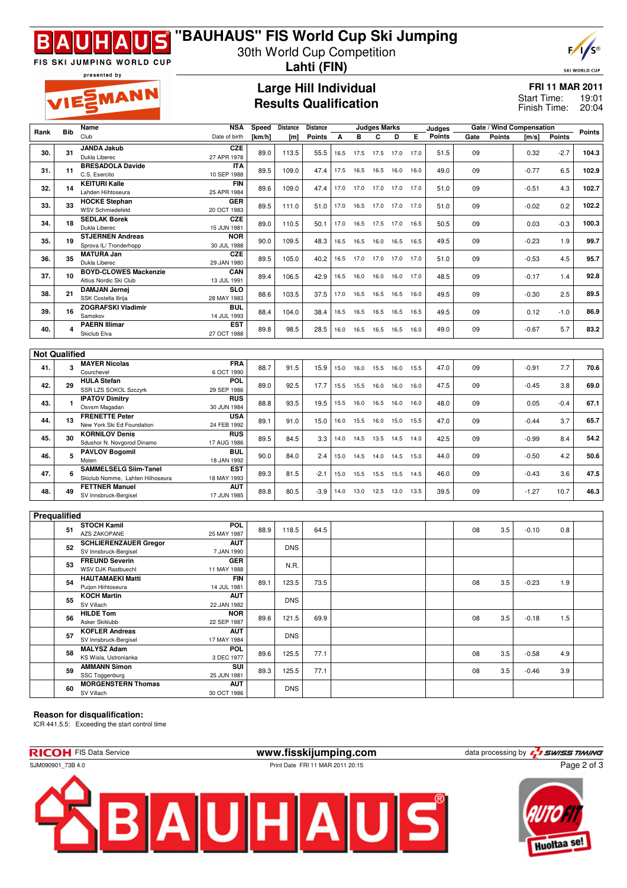# "BAUHAUS" FIS World Cup Ski Jumping

30th World Cup Competition

**Lahti (FIN)**

## Large Hill Individual
## Results Qualification

**FRI 11 MAR 2011**
Start Time: 19:01
Finish Time: 20:04

| Rank | Bib | Name / Club | NSA / Date of birth | Speed [km/h] | Distance [m] | Distance Points | A | B | C | D | E | Judges Points | Gate | Gate Points | Wind [m/s] | Wind Points | Points |
|---|---|---|---|---|---|---|---|---|---|---|---|---|---|---|---|---|---|
| 30. | 31 | JANDA Jakub / Dukla Liberec | CZE / 27 APR 1978 | 89.0 | 113.5 | 55.5 | 16.5 | 17.5 | 17.5 | 17.0 | 17.0 | 51.5 | 09 | | 0.32 | -2.7 | 104.3 |
| 31. | 11 | BRESADOLA Davide / C.S. Esercito | ITA / 10 SEP 1988 | 89.5 | 109.0 | 47.4 | 17.5 | 16.5 | 16.5 | 16.0 | 16.0 | 49.0 | 09 | | -0.77 | 6.5 | 102.9 |
| 32. | 14 | KEITURI Kalle / Lahden Hiihtoseura | FIN / 25 APR 1984 | 89.6 | 109.0 | 47.4 | 17.0 | 17.0 | 17.0 | 17.0 | 17.0 | 51.0 | 09 | | -0.51 | 4.3 | 102.7 |
| 33. | 33 | HOCKE Stephan / WSV Schmiedefeld | GER / 20 OCT 1983 | 89.5 | 111.0 | 51.0 | 17.0 | 16.5 | 17.0 | 17.0 | 17.0 | 51.0 | 09 | | -0.02 | 0.2 | 102.2 |
| 34. | 18 | SEDLAK Borek / Dukla Liberec | CZE / 15 JUN 1981 | 89.0 | 110.5 | 50.1 | 17.0 | 16.5 | 17.5 | 17.0 | 16.5 | 50.5 | 09 | | 0.03 | -0.3 | 100.3 |
| 35. | 19 | STJERNEN Andreas / Sprova IL/ Tronderhopp | NOR / 30 JUL 1988 | 90.0 | 109.5 | 48.3 | 16.5 | 16.5 | 16.0 | 16.5 | 16.5 | 49.5 | 09 | | -0.23 | 1.9 | 99.7 |
| 36. | 35 | MATURA Jan / Dukla Liberec | CZE / 29 JAN 1980 | 89.5 | 105.0 | 40.2 | 16.5 | 17.0 | 17.0 | 17.0 | 17.0 | 51.0 | 09 | | -0.53 | 4.5 | 95.7 |
| 37. | 10 | BOYD-CLOWES Mackenzie / Altius Nordic Ski Club | CAN / 13 JUL 1991 | 89.4 | 106.5 | 42.9 | 16.5 | 16.0 | 16.0 | 16.0 | 17.0 | 48.5 | 09 | | -0.17 | 1.4 | 92.8 |
| 38. | 21 | DAMJAN Jernej / SSK Costella Ilirija | SLO / 28 MAY 1983 | 88.6 | 103.5 | 37.5 | 17.0 | 16.5 | 16.5 | 16.5 | 16.0 | 49.5 | 09 | | -0.30 | 2.5 | 89.5 |
| 39. | 16 | ZOGRAFSKI Vladimir / Samokov | BUL / 14 JUL 1993 | 88.4 | 104.0 | 38.4 | 16.5 | 16.5 | 16.5 | 16.5 | 16.5 | 49.5 | 09 | | 0.12 | -1.0 | 86.9 |
| 40. | 4 | PAERN Illimar / Skiclub Elva | EST / 27 OCT 1988 | 89.8 | 98.5 | 28.5 | 16.0 | 16.5 | 16.5 | 16.5 | 16.0 | 49.0 | 09 | | -0.67 | 5.7 | 83.2 |

**Not Qualified**

| Rank | Bib | Name / Club | NSA / Date of birth | Speed [km/h] | Distance [m] | Distance Points | A | B | C | D | E | Judges Points | Gate | Gate Points | Wind [m/s] | Wind Points | Points |
|---|---|---|---|---|---|---|---|---|---|---|---|---|---|---|---|---|---|
| 41. | 3 | MAYER Nicolas / Courchevel | FRA / 6 OCT 1990 | 88.7 | 91.5 | 15.9 | 15.0 | 16.0 | 15.5 | 16.0 | 15.5 | 47.0 | 09 | | -0.91 | 7.7 | 70.6 |
| 42. | 29 | HULA Stefan / SSR LZS SOKOL Szczyrk | POL / 29 SEP 1986 | 89.0 | 92.5 | 17.7 | 15.5 | 15.5 | 16.0 | 16.0 | 16.0 | 47.5 | 09 | | -0.45 | 3.8 | 69.0 |
| 43. | 1 | IPATOV Dimitry / Osvsm Magadan | RUS / 30 JUN 1984 | 88.8 | 93.5 | 19.5 | 15.5 | 16.0 | 16.5 | 16.0 | 16.0 | 48.0 | 09 | | 0.05 | -0.4 | 67.1 |
| 44. | 13 | FRENETTE Peter / New York Ski Ed Foundation | USA / 24 FEB 1992 | 89.1 | 91.0 | 15.0 | 16.0 | 15.5 | 16.0 | 15.0 | 15.5 | 47.0 | 09 | | -0.44 | 3.7 | 65.7 |
| 45. | 30 | KORNILOV Denis / Sdushor N. Novgorod Dinamo | RUS / 17 AUG 1986 | 89.5 | 84.5 | 3.3 | 14.0 | 14.5 | 13.5 | 14.5 | 14.0 | 42.5 | 09 | | -0.99 | 8.4 | 54.2 |
| 46. | 5 | PAVLOV Bogomil / Moten | BUL / 18 JAN 1992 | 90.0 | 84.0 | 2.4 | 15.0 | 14.5 | 14.0 | 14.5 | 15.0 | 44.0 | 09 | | -0.50 | 4.2 | 50.6 |
| 47. | 6 | SAMMELSELG Siim-Tanel / Skiclub Nomme, Lahten Hiihoseura | EST / 18 MAY 1993 | 89.3 | 81.5 | -2.1 | 15.0 | 15.5 | 15.5 | 15.5 | 14.5 | 46.0 | 09 | | -0.43 | 3.6 | 47.5 |
| 48. | 49 | FETTNER Manuel / SV Innsbruck-Bergisel | AUT / 17 JUN 1985 | 89.8 | 80.5 | -3.9 | 14.0 | 13.0 | 12.5 | 13.0 | 13.5 | 39.5 | 09 | | -1.27 | 10.7 | 46.3 |

**Prequalified**

| Rank | Bib | Name / Club | NSA / Date of birth | Speed [km/h] | Distance [m] | Distance Points | A | B | C | D | E | Judges Points | Gate | Gate Points | Wind [m/s] | Wind Points | Points |
|---|---|---|---|---|---|---|---|---|---|---|---|---|---|---|---|---|---|
| | 51 | STOCH Kamil / AZS ZAKOPANE | POL / 25 MAY 1987 | 88.9 | 118.5 | 64.5 | | | | | | | 08 | 3.5 | -0.10 | 0.8 | |
| | 52 | SCHLIERENZAUER Gregor / SV Innsbruck-Bergisel | AUT / 7 JAN 1990 | | DNS | | | | | | | | | | | | |
| | 53 | FREUND Severin / WSV DJK Rastbuechl | GER / 11 MAY 1988 | | N.R. | | | | | | | | | | | | |
| | 54 | HAUTAMAEKI Matti / Puijon Hiihtoseura | FIN / 14 JUL 1981 | 89.1 | 123.5 | 73.5 | | | | | | | 08 | 3.5 | -0.23 | 1.9 | |
| | 55 | KOCH Martin / SV Villach | AUT / 22 JAN 1982 | | DNS | | | | | | | | | | | | |
| | 56 | HILDE Tom / Asker Skiklubb | NOR / 22 SEP 1987 | 89.6 | 121.5 | 69.9 | | | | | | | 08 | 3.5 | -0.18 | 1.5 | |
| | 57 | KOFLER Andreas / SV Innsbruck-Bergisel | AUT / 17 MAY 1984 | | DNS | | | | | | | | | | | | |
| | 58 | MALYSZ Adam / KS Wisla, Ustronianka | POL / 3 DEC 1977 | 89.6 | 125.5 | 77.1 | | | | | | | 08 | 3.5 | -0.58 | 4.9 | |
| | 59 | AMMANN Simon / SSC Toggenburg | SUI / 25 JUN 1981 | 89.3 | 125.5 | 77.1 | | | | | | | 08 | 3.5 | -0.46 | 3.9 | |
| | 60 | MORGENSTERN Thomas / SV Villach | AUT / 30 OCT 1986 | | DNS | | | | | | | | | | | | |

**Reason for disqualification:**

ICR 441.5.5: Exceeding the start control time

FIS Data Service — www.fisskijumping.com — data processing by SWISS TIMING

SJM090901_73B 4.0 — Print Date FRI 11 MAR 2011 20:15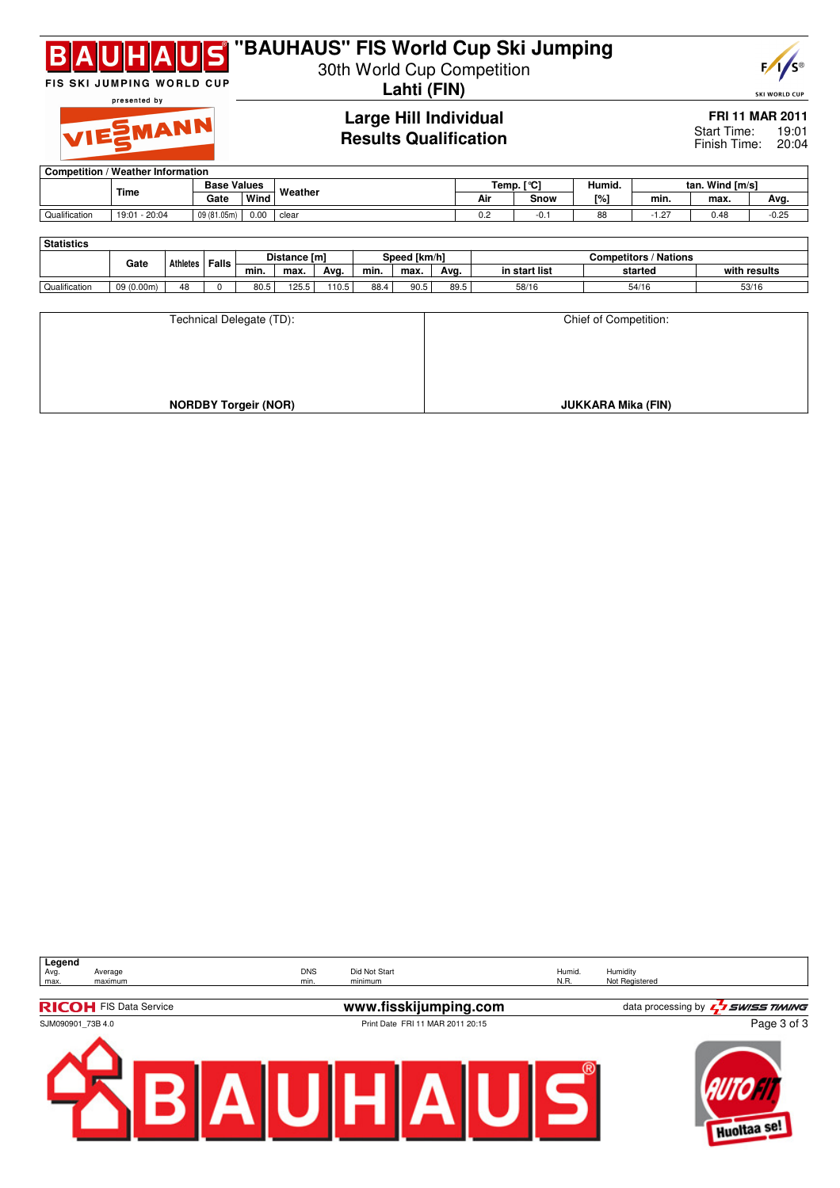# "BAUHAUS" FIS World Cup Ski Jumping

30th World Cup Competition

**Lahti (FIN)**

## Large Hill Individual
## Results Qualification

**FRI 11 MAR 2011**
Start Time: 19:01
Finish Time: 20:04

**Competition / Weather Information**

| | Time | Base Values | | Weather | Temp. [°C] | | Humid. | tan. Wind [m/s] | | |
|---|---|---|---|---|---|---|---|---|---|---|
| | | Gate | Wind | | Air | Snow | [%] | min. | max. | Avg. |
| Qualification | 19:01 - 20:04 | 09 (81.05m) | 0.00 | clear | 0.2 | -0.1 | 88 | -1.27 | 0.48 | -0.25 |

**Statistics**

| | Gate | Athletes | Falls | Distance [m] | | | Speed [km/h] | | | Competitors / Nations | | |
|---|---|---|---|---|---|---|---|---|---|---|---|---|
| | | | | min. | max. | Avg. | min. | max. | Avg. | in start list | started | with results |
| Qualification | 09 (0.00m) | 48 | 0 | 80.5 | 125.5 | 110.5 | 88.4 | 90.5 | 89.5 | 58/16 | 54/16 | 53/16 |

| Technical Delegate (TD): | Chief of Competition: |
|---|---|
| **NORDBY Torgeir (NOR)** | **JUKKARA Mika (FIN)** |

**Legend**

| | | | | | |
|---|---|---|---|---|---|
| Avg. | Average | DNS | Did Not Start | Humid. | Humidity |
| max. | maximum | min. | minimum | N.R. | Not Registered |

RICOH FIS Data Service — www.fisskijumping.com — data processing by SWISS TIMING

SJM090901_73B 4.0 — Print Date FRI 11 MAR 2011 20:15